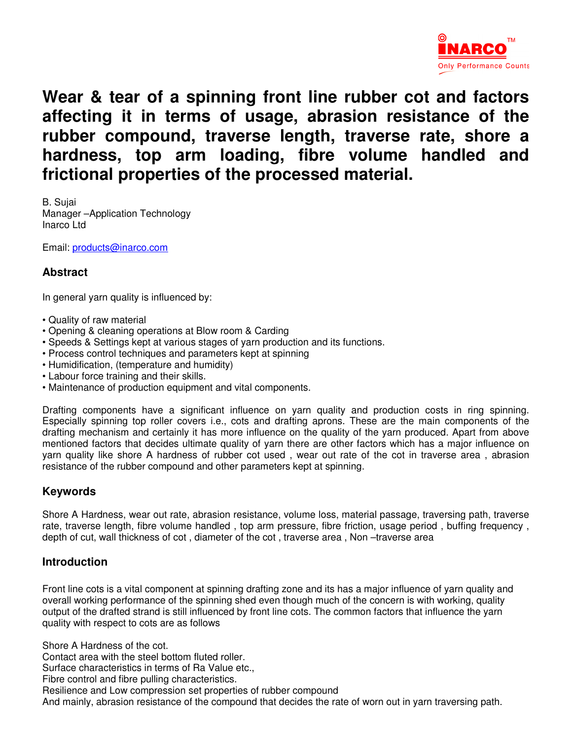# Wear & tear of a spinning front line rubber cot and factors affecting it in terms of usage, abrasion resistance of the rubber compound, traverse length, traverse rate, shore a hardness, top arm loading, fibre volume handled and frictional properties of the processed material.

B. Sujai
Manager –Application Technology
Inarco Ltd

Email: products@inarco.com

## Abstract

In general yarn quality is influenced by:

- Quality of raw material
- Opening & cleaning operations at Blow room & Carding
- Speeds & Settings kept at various stages of yarn production and its functions.
- Process control techniques and parameters kept at spinning
- Humidification, (temperature and humidity)
- Labour force training and their skills.
- Maintenance of production equipment and vital components.

Drafting components have a significant influence on yarn quality and production costs in ring spinning. Especially spinning top roller covers i.e., cots and drafting aprons. These are the main components of the drafting mechanism and certainly it has more influence on the quality of the yarn produced. Apart from above mentioned factors that decides ultimate quality of yarn there are other factors which has a major influence on yarn quality like shore A hardness of rubber cot used , wear out rate of the cot in traverse area , abrasion resistance of the rubber compound and other parameters kept at spinning.

## Keywords

Shore A Hardness, wear out rate, abrasion resistance, volume loss, material passage, traversing path, traverse rate, traverse length, fibre volume handled , top arm pressure, fibre friction, usage period , buffing frequency , depth of cut, wall thickness of cot , diameter of the cot , traverse area , Non –traverse area

## Introduction

Front line cots is a vital component at spinning drafting zone and its has a major influence of yarn quality and overall working performance of the spinning shed even though much of the concern is with working, quality output of the drafted strand is still influenced by front line cots. The common factors that influence the yarn quality with respect to cots are as follows

Shore A Hardness of the cot.
Contact area with the steel bottom fluted roller.
Surface characteristics in terms of Ra Value etc.,
Fibre control and fibre pulling characteristics.
Resilience and Low compression set properties of rubber compound
And mainly, abrasion resistance of the compound that decides the rate of worn out in yarn traversing path.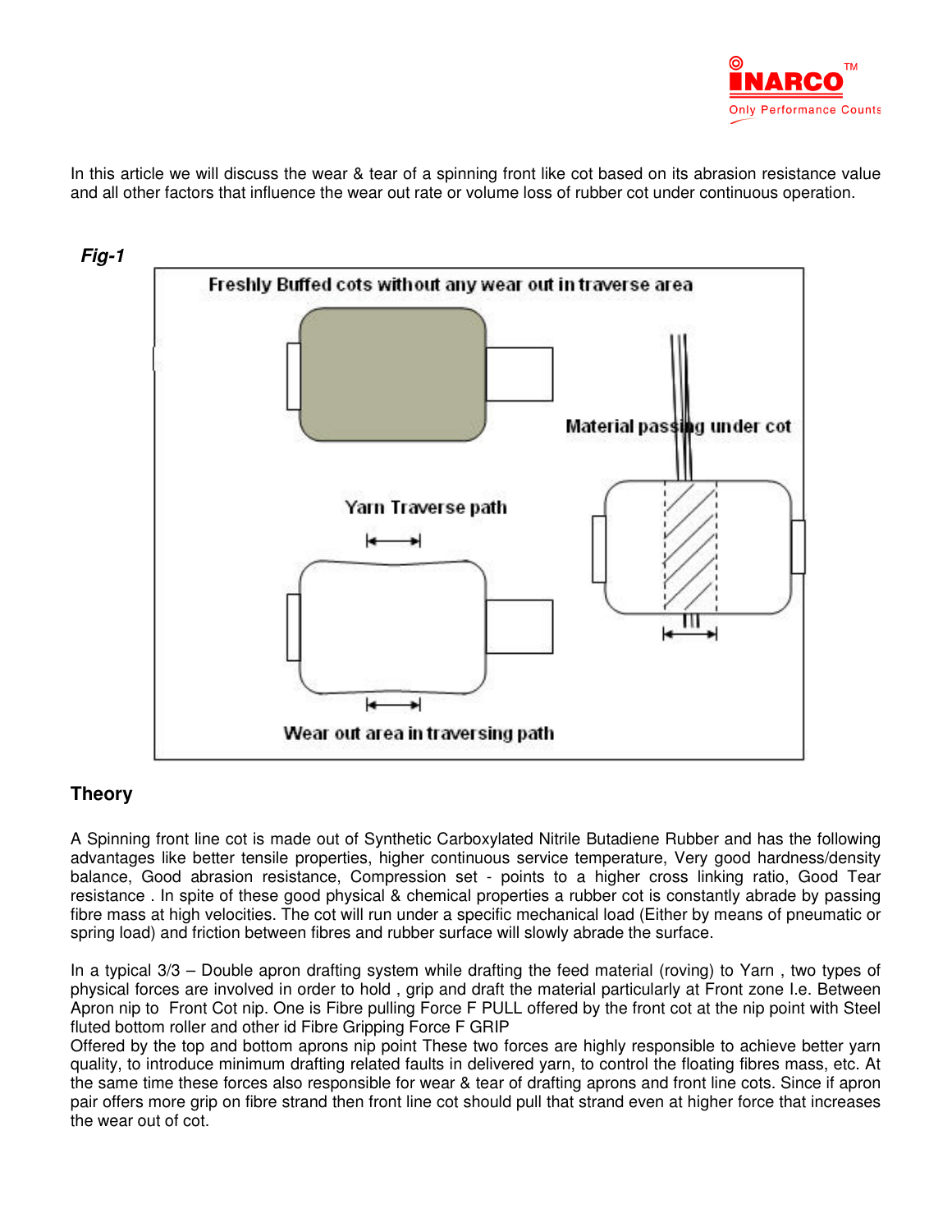In this article we will discuss the wear & tear of a spinning front like cot based on its abrasion resistance value and all other factors that influence the wear out rate or volume loss of rubber cot under continuous operation.

***Fig-1***

Freshly Buffed cots without any wear out in traverse area

Material passing under cot

Yarn Traverse path

Wear out area in traversing path

## Theory

A Spinning front line cot is made out of Synthetic Carboxylated Nitrile Butadiene Rubber and has the following advantages like better tensile properties, higher continuous service temperature, Very good hardness/density balance, Good abrasion resistance, Compression set - points to a higher cross linking ratio, Good Tear resistance . In spite of these good physical & chemical properties a rubber cot is constantly abrade by passing fibre mass at high velocities. The cot will run under a specific mechanical load (Either by means of pneumatic or spring load) and friction between fibres and rubber surface will slowly abrade the surface.

In a typical 3/3 – Double apron drafting system while drafting the feed material (roving) to Yarn , two types of physical forces are involved in order to hold , grip and draft the material particularly at Front zone I.e. Between Apron nip to Front Cot nip. One is Fibre pulling Force F PULL offered by the front cot at the nip point with Steel fluted bottom roller and other id Fibre Gripping Force F GRIP
Offered by the top and bottom aprons nip point These two forces are highly responsible to achieve better yarn quality, to introduce minimum drafting related faults in delivered yarn, to control the floating fibres mass, etc. At the same time these forces also responsible for wear & tear of drafting aprons and front line cots. Since if apron pair offers more grip on fibre strand then front line cot should pull that strand even at higher force that increases the wear out of cot.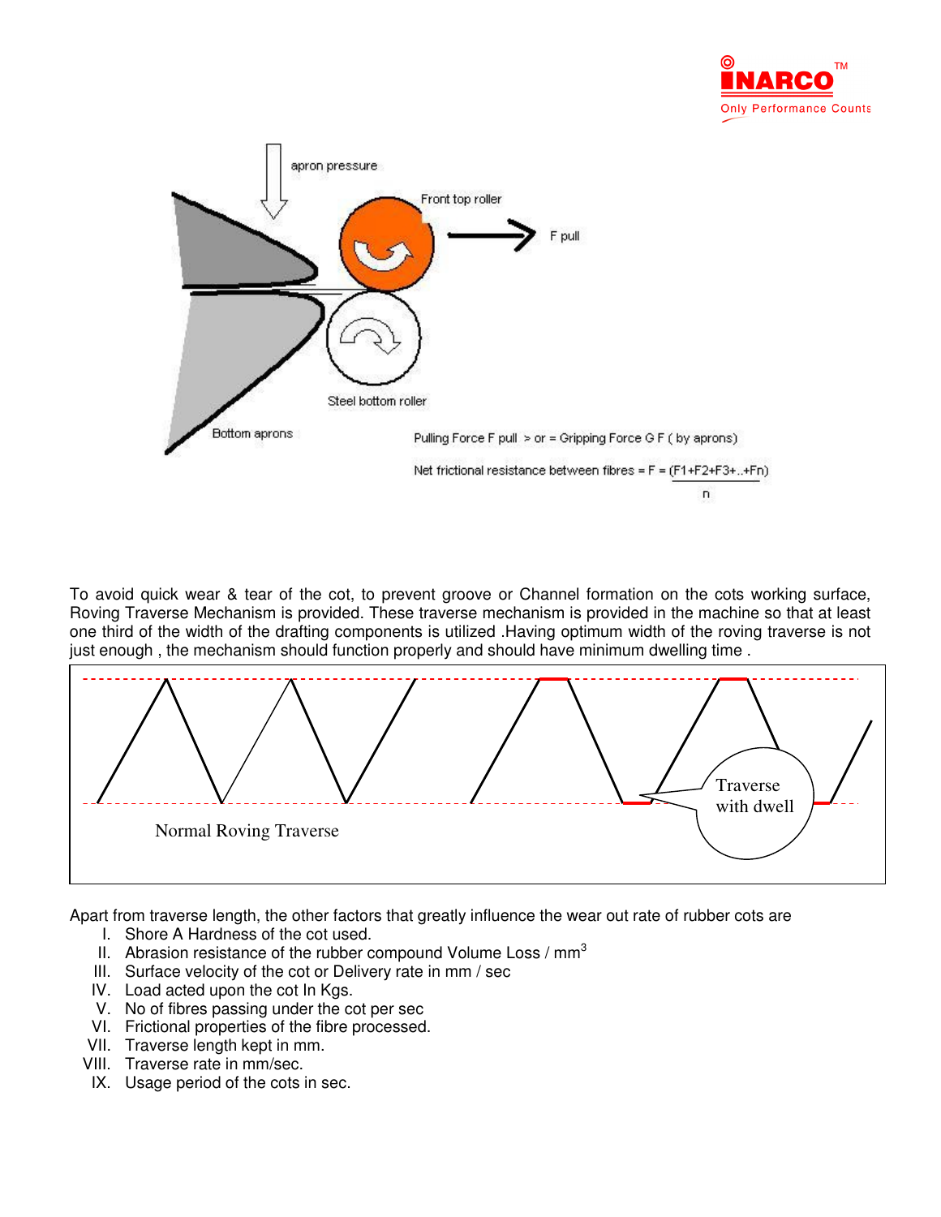apron pressure

Front top roller

F pull

Steel bottom roller

Bottom aprons

Pulling Force F pull > or = Gripping Force G F ( by aprons)

Net frictional resistance between fibres = F = $\frac{(F1+F2+F3+..+Fn)}{n}$

To avoid quick wear & tear of the cot, to prevent groove or Channel formation on the cots working surface, Roving Traverse Mechanism is provided. These traverse mechanism is provided in the machine so that at least one third of the width of the drafting components is utilized .Having optimum width of the roving traverse is not just enough , the mechanism should function properly and should have minimum dwelling time .

Normal Roving Traverse

Traverse with dwell

Apart from traverse length, the other factors that greatly influence the wear out rate of rubber cots are

I. Shore A Hardness of the cot used.
II. Abrasion resistance of the rubber compound Volume Loss / $mm^3$
III. Surface velocity of the cot or Delivery rate in mm / sec
IV. Load acted upon the cot In Kgs.
V. No of fibres passing under the cot per sec
VI. Frictional properties of the fibre processed.
VII. Traverse length kept in mm.
VIII. Traverse rate in mm/sec.
IX. Usage period of the cots in sec.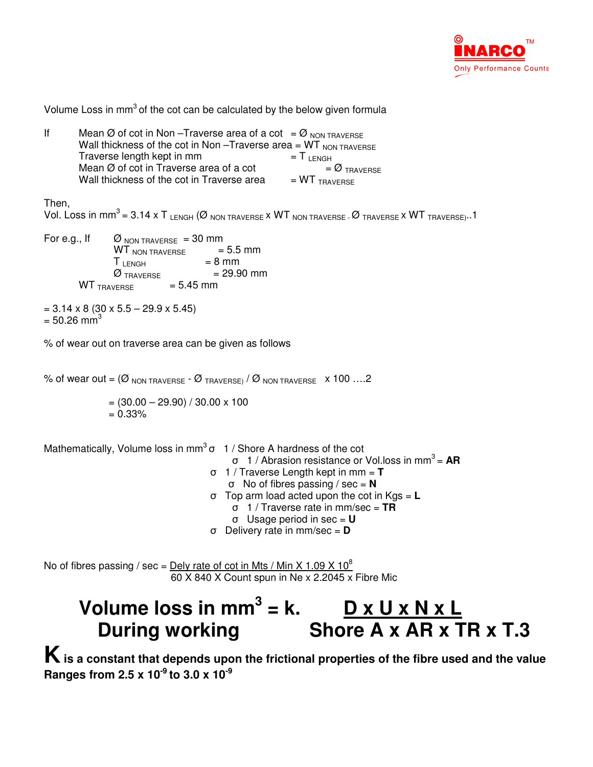Volume Loss in $mm^3$ of the cot can be calculated by the below given formula

If Mean Ø of cot in Non –Traverse area of a cot = $Ø_{NON\ TRAVERSE}$
Wall thickness of the cot in Non –Traverse area = $WT_{NON\ TRAVERSE}$
Traverse length kept in mm = $T_{LENGH}$
Mean Ø of cot in Traverse area of a cot = $Ø_{TRAVERSE}$
Wall thickness of the cot in Traverse area = $WT_{TRAVERSE}$

Then,
Vol. Loss in $mm^3$ = 3.14 x $T_{LENGH}$ ($Ø_{NON\ TRAVERSE}$ x $WT_{NON\ TRAVERSE}$ - $Ø_{TRAVERSE}$ x $WT_{TRAVERSE}$)..1

For e.g., If $Ø_{NON\ TRAVERSE}$ = 30 mm
$WT_{NON\ TRAVERSE}$ = 5.5 mm
$T_{LENGH}$ = 8 mm
$Ø_{TRAVERSE}$ = 29.90 mm
$WT_{TRAVERSE}$ = 5.45 mm

= 3.14 x 8 (30 x 5.5 – 29.9 x 5.45)
= 50.26 $mm^3$

% of wear out on traverse area can be given as follows

% of wear out = ($Ø_{NON\ TRAVERSE}$ - $Ø_{TRAVERSE}$) / $Ø_{NON\ TRAVERSE}$ x 100 ….2

= (30.00 – 29.90) / 30.00 x 100
= 0.33%

Mathematically, Volume loss in $mm^3$ σ 1 / Shore A hardness of the cot
σ 1 / Abrasion resistance or Vol.loss in $mm^3$ = **AR**
σ 1 / Traverse Length kept in mm = **T**
σ No of fibres passing / sec = **N**
σ Top arm load acted upon the cot in Kgs = **L**
σ 1 / Traverse rate in mm/sec = **TR**
σ Usage period in sec = **U**
σ Delivery rate in mm/sec = **D**

No of fibres passing / sec = $\frac{\text{Dely rate of cot in Mts / Min X } 1.09 \text{ X } 10^8}{60 \text{ X } 840 \text{ X Count spun in Ne x } 2.2045 \text{ x Fibre Mic}}$

$$\textbf{Volume loss in } mm^3 \textbf{ During working} = k. \frac{D \times U \times N \times L}{\text{Shore A} \times AR \times TR \times T.3}$$

**K is a constant that depends upon the frictional properties of the fibre used and the value Ranges from $2.5 \times 10^{-9}$ to $3.0 \times 10^{-9}$**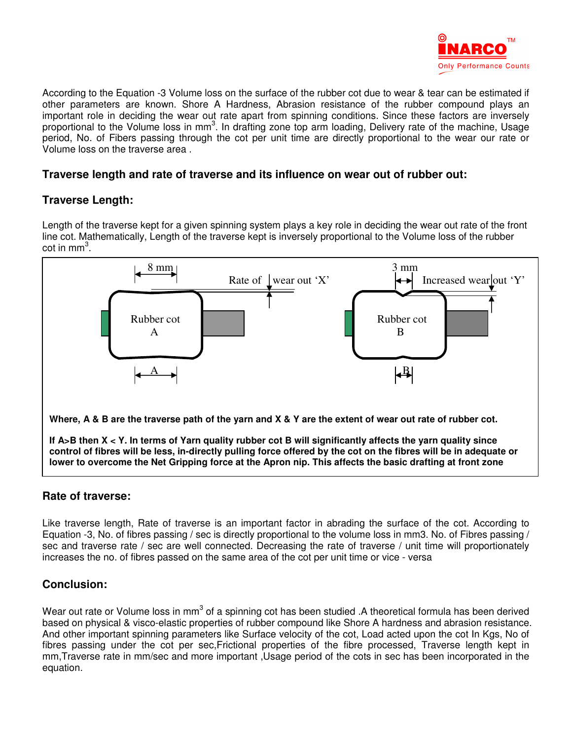According to the Equation -3 Volume loss on the surface of the rubber cot due to wear & tear can be estimated if other parameters are known. Shore A Hardness, Abrasion resistance of the rubber compound plays an important role in deciding the wear out rate apart from spinning conditions. Since these factors are inversely proportional to the Volume loss in $mm^3$. In drafting zone top arm loading, Delivery rate of the machine, Usage period, No. of Fibers passing through the cot per unit time are directly proportional to the wear our rate or Volume loss on the traverse area .

## Traverse length and rate of traverse and its influence on wear out of rubber out:

### Traverse Length:

Length of the traverse kept for a given spinning system plays a key role in deciding the wear out rate of the front line cot. Mathematically, Length of the traverse kept is inversely proportional to the Volume loss of the rubber cot in $mm^3$.

8 mm

Rate of wear out 'X'

Rubber cot A

A

3 mm

Increased wear out 'Y'

Rubber cot B

B

**Where, A & B are the traverse path of the yarn and X & Y are the extent of wear out rate of rubber cot.**

**If A>B then X < Y. In terms of Yarn quality rubber cot B will significantly affects the yarn quality since control of fibres will be less, in-directly pulling force offered by the cot on the fibres will be in adequate or lower to overcome the Net Gripping force at the Apron nip. This affects the basic drafting at front zone**

### Rate of traverse:

Like traverse length, Rate of traverse is an important factor in abrading the surface of the cot. According to Equation -3, No. of fibres passing / sec is directly proportional to the volume loss in mm3. No. of Fibres passing / sec and traverse rate / sec are well connected. Decreasing the rate of traverse / unit time will proportionately increases the no. of fibres passed on the same area of the cot per unit time or vice - versa

### Conclusion:

Wear out rate or Volume loss in $mm^3$ of a spinning cot has been studied .A theoretical formula has been derived based on physical & visco-elastic properties of rubber compound like Shore A hardness and abrasion resistance. And other important spinning parameters like Surface velocity of the cot, Load acted upon the cot In Kgs, No of fibres passing under the cot per sec,Frictional properties of the fibre processed, Traverse length kept in mm,Traverse rate in mm/sec and more important ,Usage period of the cots in sec has been incorporated in the equation.